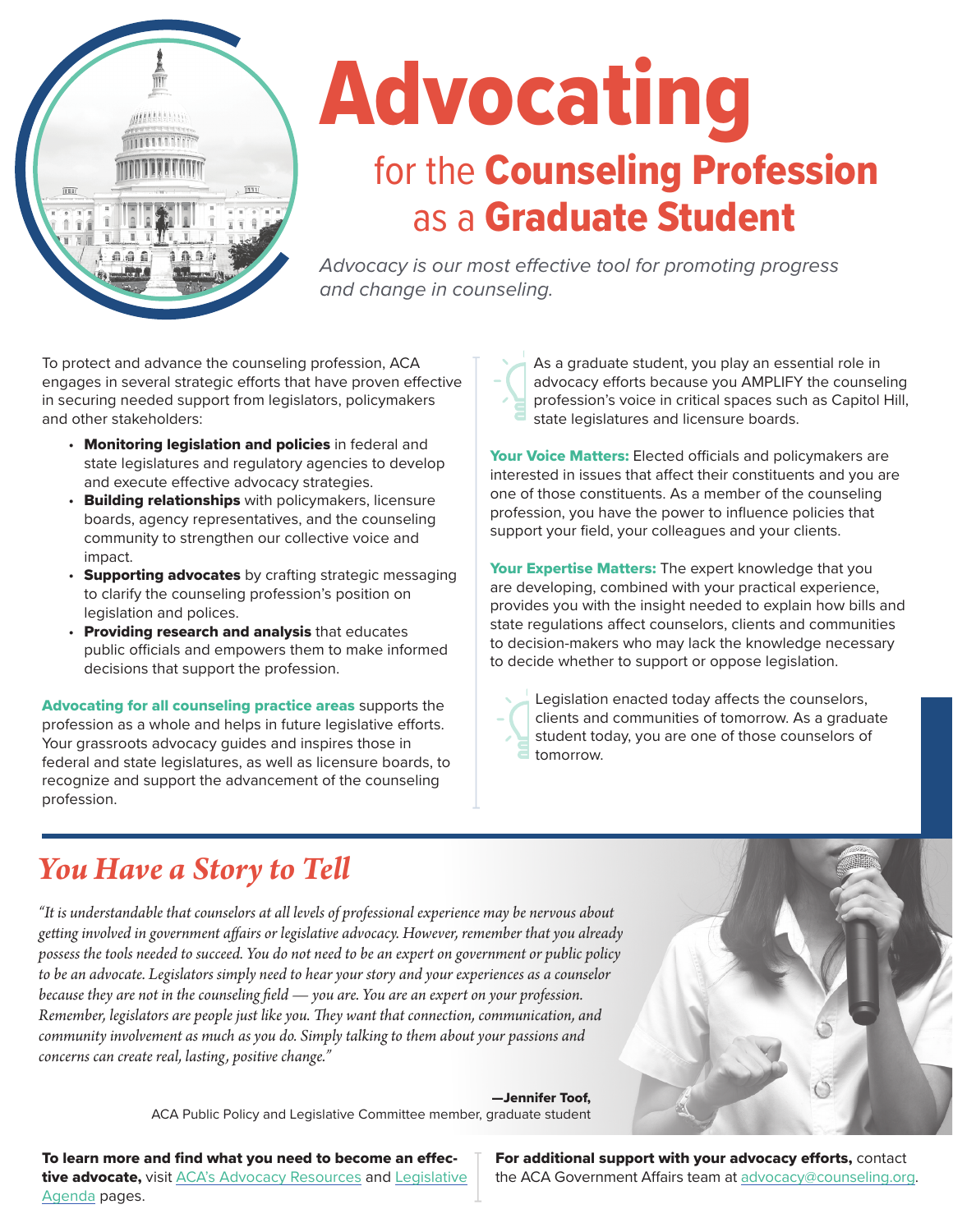# Advocating

## for the Counseling Profession as a Graduate Student

*Advocacy is our most effective tool for promoting progress and change in counseling.*

To protect and advance the counseling profession, ACA engages in several strategic efforts that have proven effective in securing needed support from legislators, policymakers and other stakeholders:

- **Monitoring legislation and policies** in federal and state legislatures and regulatory agencies to develop and execute effective advocacy strategies.
- **Building relationships** with policymakers, licensure boards, agency representatives, and the counseling community to strengthen our collective voice and impact.
- **Supporting advocates** by crafting strategic messaging to clarify the counseling profession's position on legislation and polices.
- **Providing research and analysis** that educates public officials and empowers them to make informed decisions that support the profession.

**Advocating for all counseling practice areas** supports the profession as a whole and helps in future legislative efforts. Your grassroots advocacy guides and inspires those in federal and state legislatures, as well as licensure boards, to recognize and support the advancement of the counseling profession.

As a graduate student, you play an essential role in advocacy efforts because you AMPLIFY the counseling profession's voice in critical spaces such as Capitol Hill, state legislatures and licensure boards.

**Your Voice Matters:** Elected officials and policymakers are interested in issues that affect their constituents and you are one of those constituents. As a member of the counseling profession, you have the power to influence policies that support your field, your colleagues and your clients.

**Your Expertise Matters:** The expert knowledge that you are developing, combined with your practical experience, provides you with the insight needed to explain how bills and state regulations affect counselors, clients and communities to decision-makers who may lack the knowledge necessary to decide whether to support or oppose legislation.

Legislation enacted today affects the counselors, clients and communities of tomorrow. As a graduate student today, you are one of those counselors of tomorrow.

## *You Have a Story to Tell*

*"It is understandable that counselors at all levels of professional experience may be nervous about getting involved in government affairs or legislative advocacy. However, remember that you already possess the tools needed to succeed. You do not need to be an expert on government or public policy to be an advocate. Legislators simply need to hear your story and your experiences as a counselor because they are not in the counseling field — you are. You are an expert on your profession. Remember, legislators are people just like you. They want that connection, communication, and community involvement as much as you do. Simply talking to them about your passions and concerns can create real, lasting, positive change."*

**—Jennifer Toof,**
ACA Public Policy and Legislative Committee member, graduate student

**To learn more and find what you need to become an effective advocate,** visit ACA's Advocacy Resources and Legislative Agenda pages.

**For additional support with your advocacy efforts,** contact the ACA Government Affairs team at advocacy@counseling.org.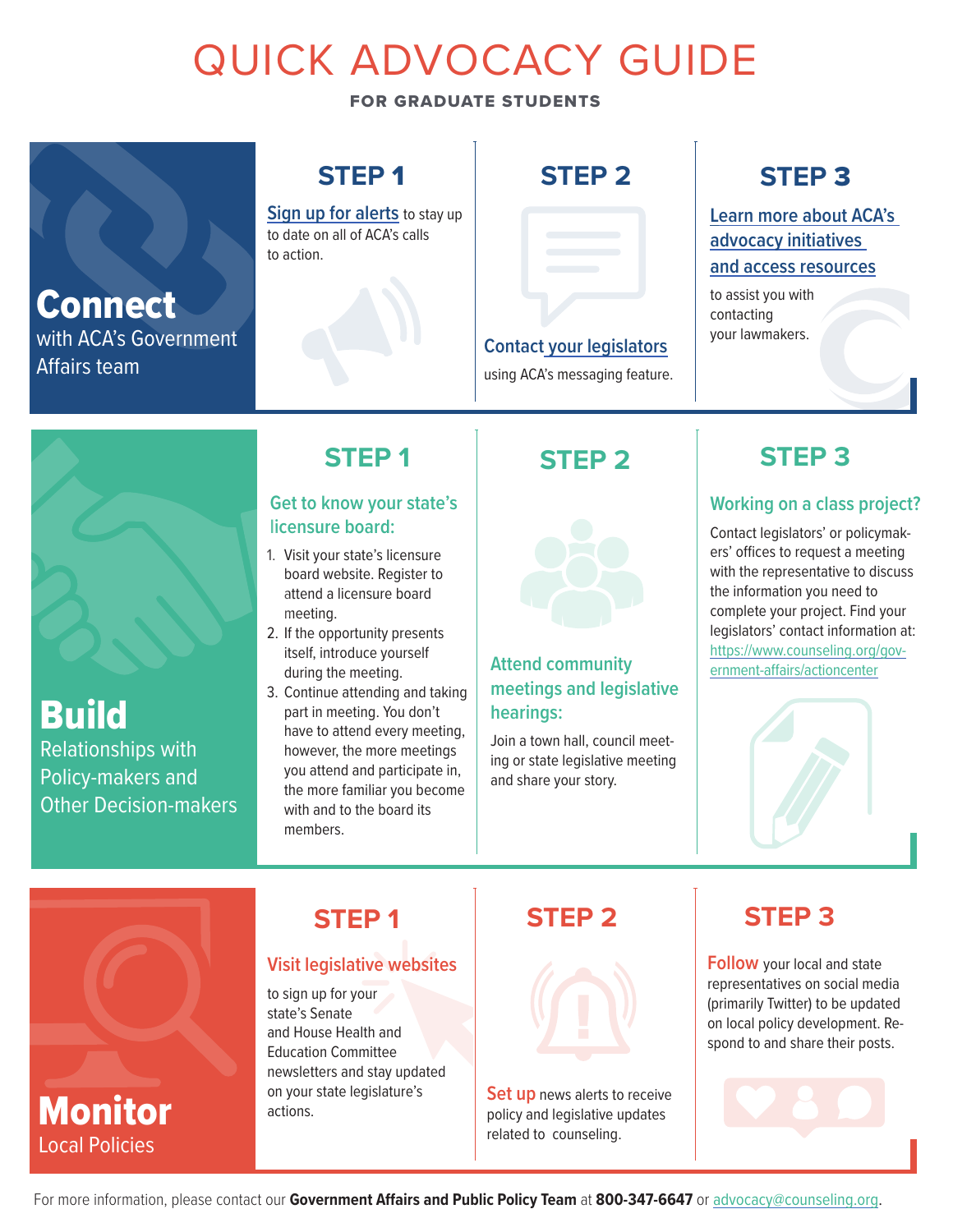# QUICK ADVOCACY GUIDE

**FOR GRADUATE STUDENTS**

## Connect

with ACA's Government Affairs team

### STEP 1

Sign up for alerts to stay up to date on all of ACA's calls to action.

### STEP 2

Contact your legislators using ACA's messaging feature.

### STEP 3

Learn more about ACA's advocacy initiatives and access resources to assist you with contacting your lawmakers.

## Build

Relationships with Policy-makers and Other Decision-makers

### STEP 1

**Get to know your state's licensure board:**

1. Visit your state's licensure board website. Register to attend a licensure board meeting.
2. If the opportunity presents itself, introduce yourself during the meeting.
3. Continue attending and taking part in meeting. You don't have to attend every meeting, however, the more meetings you attend and participate in, the more familiar you become with and to the board its members.

### STEP 2

**Attend community meetings and legislative hearings:**

Join a town hall, council meeting or state legislative meeting and share your story.

### STEP 3

**Working on a class project?**

Contact legislators' or policymakers' offices to request a meeting with the representative to discuss the information you need to complete your project. Find your legislators' contact information at: https://www.counseling.org/government-affairs/actioncenter

## Monitor

Local Policies

### STEP 1

**Visit legislative websites** to sign up for your state's Senate and House Health and Education Committee newsletters and stay updated on your state legislature's actions.

### STEP 2

**Set up** news alerts to receive policy and legislative updates related to counseling.

### STEP 3

**Follow** your local and state representatives on social media (primarily Twitter) to be updated on local policy development. Respond to and share their posts.

For more information, please contact our **Government Affairs and Public Policy Team** at **800-347-6647** or advocacy@counseling.org.